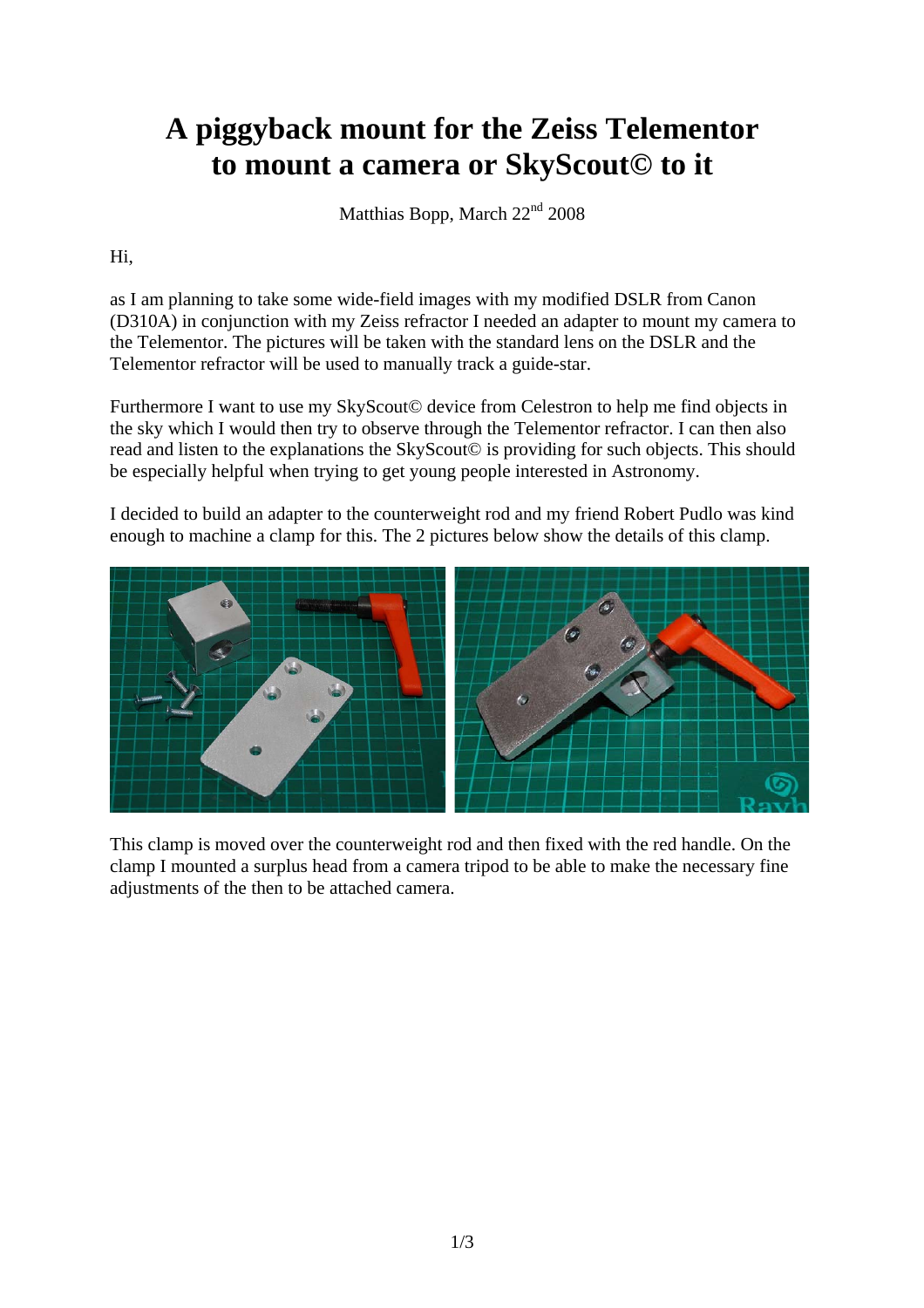# A piggyback mount for the Zeiss Telementor to mount a camera or SkyScout© to it

Matthias Bopp, March 22nd 2008

Hi,

as I am planning to take some wide-field images with my modified DSLR from Canon (D310A) in conjunction with my Zeiss refractor I needed an adapter to mount my camera to the Telementor. The pictures will be taken with the standard lens on the DSLR and the Telementor refractor will be used to manually track a guide-star.

Furthermore I want to use my SkyScout© device from Celestron to help me find objects in the sky which I would then try to observe through the Telementor refractor. I can then also read and listen to the explanations the SkyScout© is providing for such objects. This should be especially helpful when trying to get young people interested in Astronomy.

I decided to build an adapter to the counterweight rod and my friend Robert Pudlo was kind enough to machine a clamp for this. The 2 pictures below show the details of this clamp.

This clamp is moved over the counterweight rod and then fixed with the red handle. On the clamp I mounted a surplus head from a camera tripod to be able to make the necessary fine adjustments of the then to be attached camera.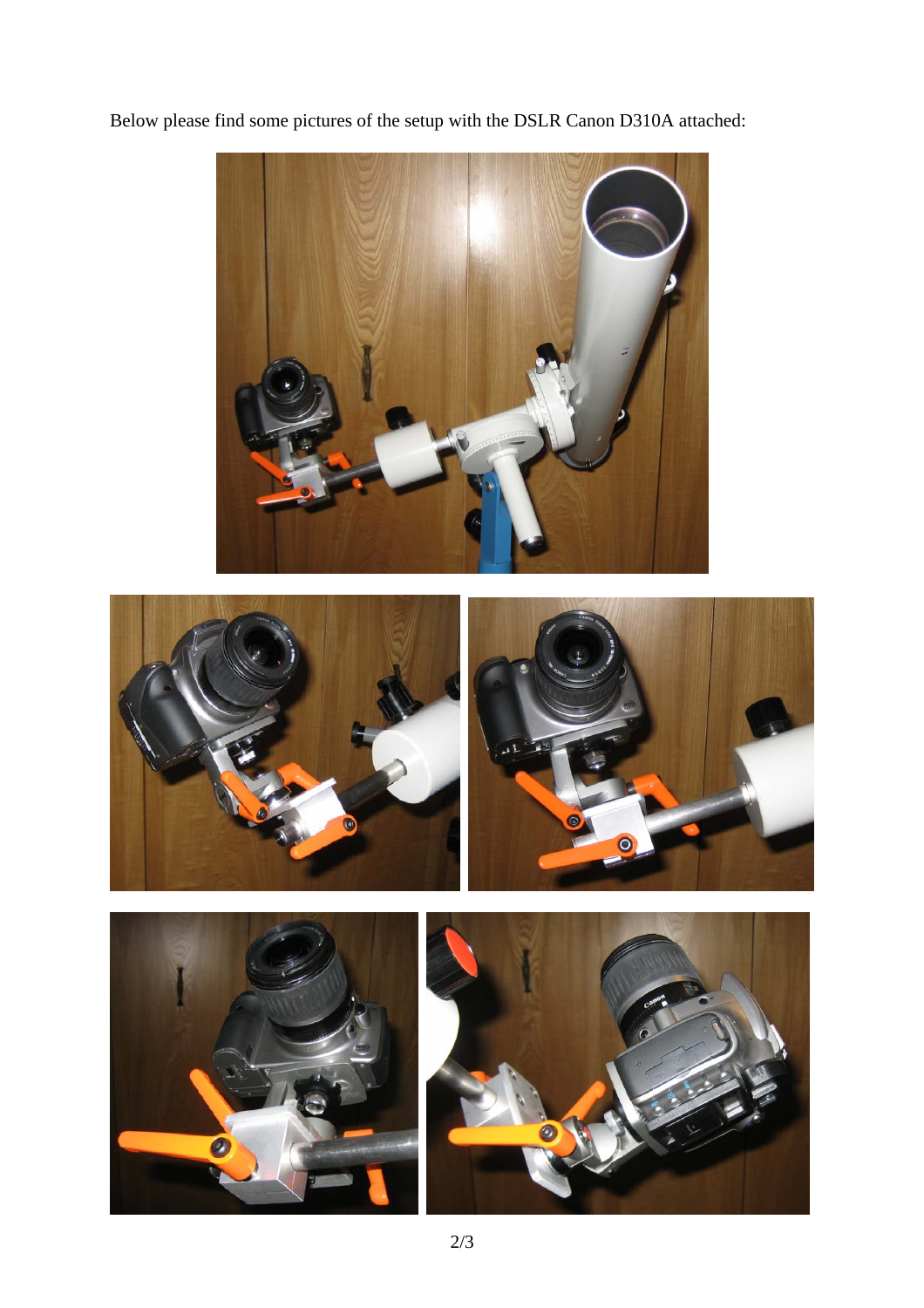Below please find some pictures of the setup with the DSLR Canon D310A attached: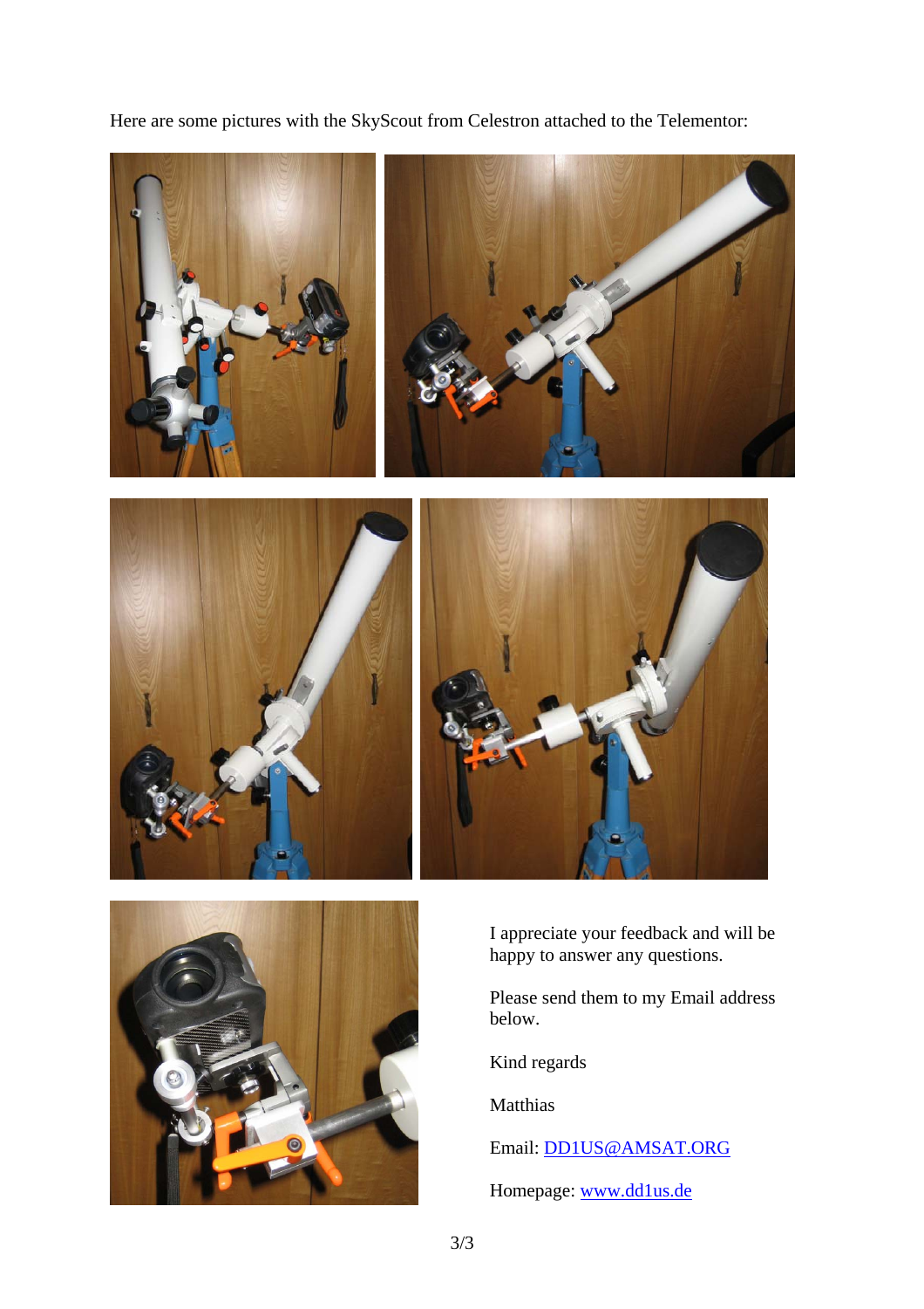Here are some pictures with the SkyScout from Celestron attached to the Telementor:

I appreciate your feedback and will be happy to answer any questions.

Please send them to my Email address below.

Kind regards

Matthias

Email: DD1US@AMSAT.ORG

Homepage: www.dd1us.de